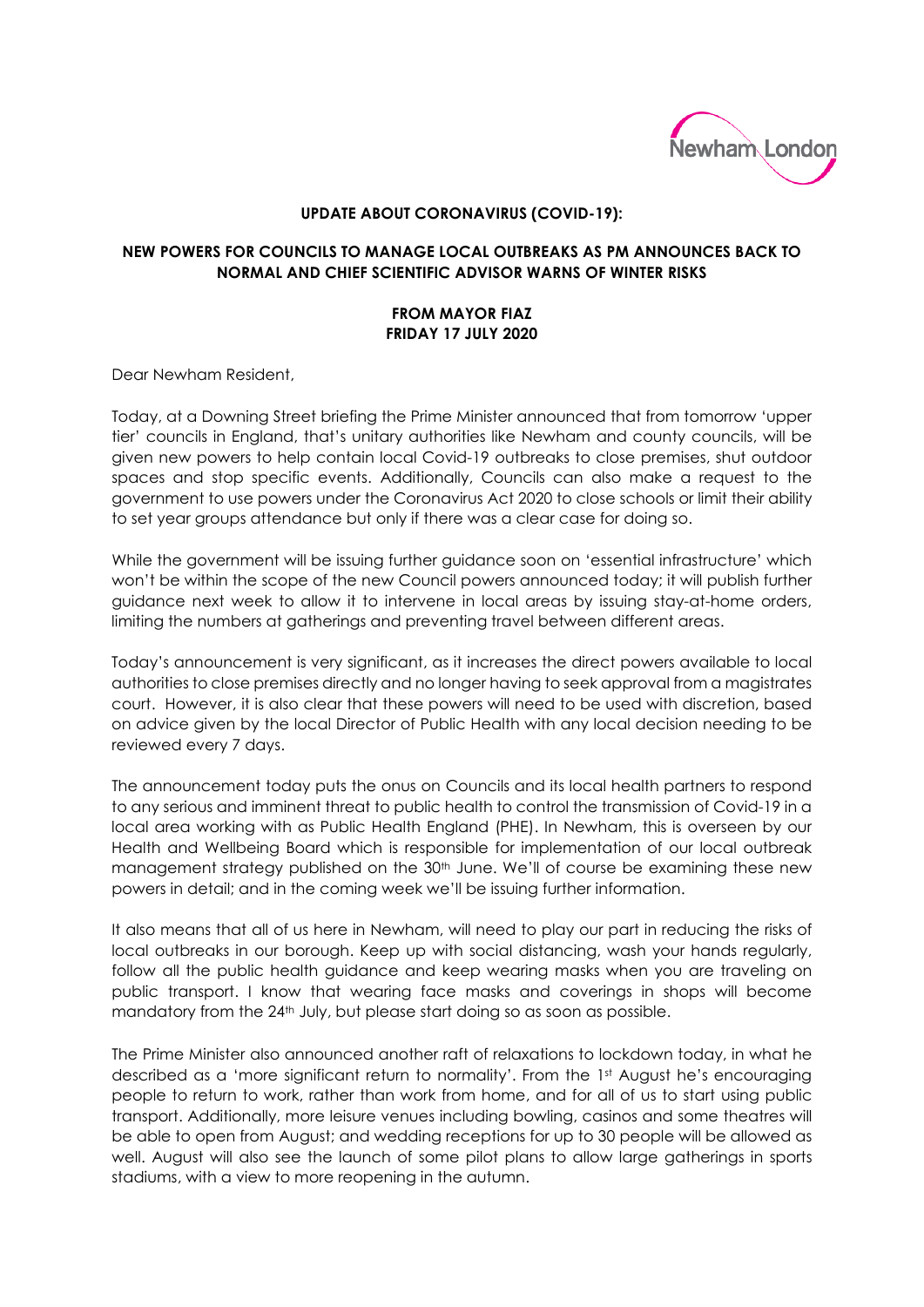**UPDATE ABOUT CORONAVIRUS (COVID-19):**

**NEW POWERS FOR COUNCILS TO MANAGE LOCAL OUTBREAKS AS PM ANNOUNCES BACK TO NORMAL AND CHIEF SCIENTIFIC ADVISOR WARNS OF WINTER RISKS**

**FROM MAYOR FIAZ**
**FRIDAY 17 JULY 2020**

Dear Newham Resident,

Today, at a Downing Street briefing the Prime Minister announced that from tomorrow 'upper tier' councils in England, that's unitary authorities like Newham and county councils, will be given new powers to help contain local Covid-19 outbreaks to close premises, shut outdoor spaces and stop specific events. Additionally, Councils can also make a request to the government to use powers under the Coronavirus Act 2020 to close schools or limit their ability to set year groups attendance but only if there was a clear case for doing so.

While the government will be issuing further guidance soon on 'essential infrastructure' which won't be within the scope of the new Council powers announced today; it will publish further guidance next week to allow it to intervene in local areas by issuing stay-at-home orders, limiting the numbers at gatherings and preventing travel between different areas.

Today's announcement is very significant, as it increases the direct powers available to local authorities to close premises directly and no longer having to seek approval from a magistrates court. However, it is also clear that these powers will need to be used with discretion, based on advice given by the local Director of Public Health with any local decision needing to be reviewed every 7 days.

The announcement today puts the onus on Councils and its local health partners to respond to any serious and imminent threat to public health to control the transmission of Covid-19 in a local area working with as Public Health England (PHE). In Newham, this is overseen by our Health and Wellbeing Board which is responsible for implementation of our local outbreak management strategy published on the 30th June. We'll of course be examining these new powers in detail; and in the coming week we'll be issuing further information.

It also means that all of us here in Newham, will need to play our part in reducing the risks of local outbreaks in our borough. Keep up with social distancing, wash your hands regularly, follow all the public health guidance and keep wearing masks when you are traveling on public transport. I know that wearing face masks and coverings in shops will become mandatory from the 24th July, but please start doing so as soon as possible.

The Prime Minister also announced another raft of relaxations to lockdown today, in what he described as a 'more significant return to normality'. From the 1st August he's encouraging people to return to work, rather than work from home, and for all of us to start using public transport. Additionally, more leisure venues including bowling, casinos and some theatres will be able to open from August; and wedding receptions for up to 30 people will be allowed as well. August will also see the launch of some pilot plans to allow large gatherings in sports stadiums, with a view to more reopening in the autumn.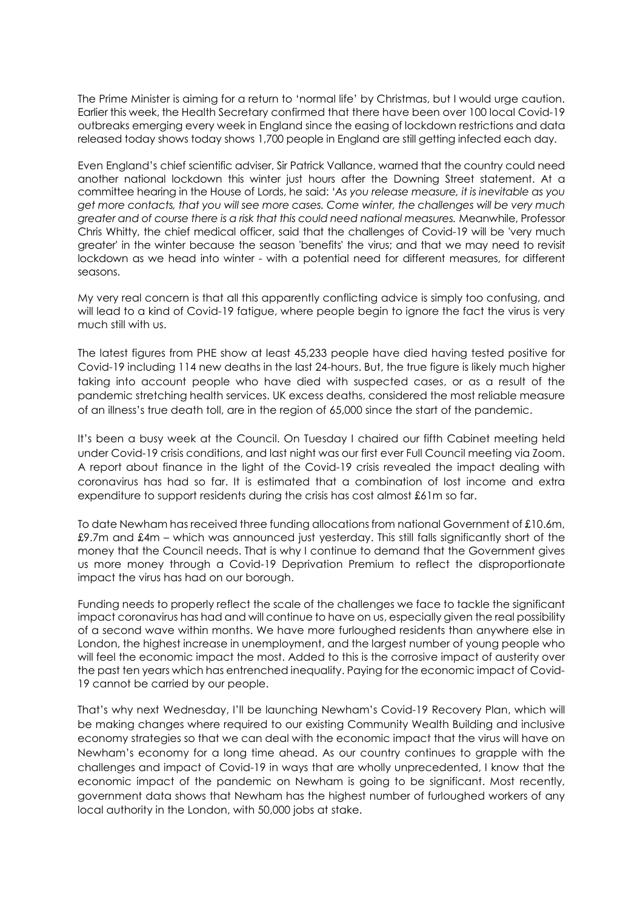The Prime Minister is aiming for a return to 'normal life' by Christmas, but I would urge caution. Earlier this week, the Health Secretary confirmed that there have been over 100 local Covid-19 outbreaks emerging every week in England since the easing of lockdown restrictions and data released today shows today shows 1,700 people in England are still getting infected each day.

Even England's chief scientific adviser, Sir Patrick Vallance, warned that the country could need another national lockdown this winter just hours after the Downing Street statement. At a committee hearing in the House of Lords, he said: '*As you release measure, it is inevitable as you get more contacts, that you will see more cases. Come winter, the challenges will be very much greater and of course there is a risk that this could need national measures.* Meanwhile, Professor Chris Whitty, the chief medical officer, said that the challenges of Covid-19 will be 'very much greater' in the winter because the season 'benefits' the virus; and that we may need to revisit lockdown as we head into winter - with a potential need for different measures, for different seasons.

My very real concern is that all this apparently conflicting advice is simply too confusing, and will lead to a kind of Covid-19 fatigue, where people begin to ignore the fact the virus is very much still with us.

The latest figures from PHE show at least 45,233 people have died having tested positive for Covid-19 including 114 new deaths in the last 24-hours. But, the true figure is likely much higher taking into account people who have died with suspected cases, or as a result of the pandemic stretching health services. UK excess deaths, considered the most reliable measure of an illness's true death toll, are in the region of 65,000 since the start of the pandemic.

It's been a busy week at the Council. On Tuesday I chaired our fifth Cabinet meeting held under Covid-19 crisis conditions, and last night was our first ever Full Council meeting via Zoom. A report about finance in the light of the Covid-19 crisis revealed the impact dealing with coronavirus has had so far. It is estimated that a combination of lost income and extra expenditure to support residents during the crisis has cost almost £61m so far.

To date Newham has received three funding allocations from national Government of £10.6m, £9.7m and £4m – which was announced just yesterday. This still falls significantly short of the money that the Council needs. That is why I continue to demand that the Government gives us more money through a Covid-19 Deprivation Premium to reflect the disproportionate impact the virus has had on our borough.

Funding needs to properly reflect the scale of the challenges we face to tackle the significant impact coronavirus has had and will continue to have on us, especially given the real possibility of a second wave within months. We have more furloughed residents than anywhere else in London, the highest increase in unemployment, and the largest number of young people who will feel the economic impact the most. Added to this is the corrosive impact of austerity over the past ten years which has entrenched inequality. Paying for the economic impact of Covid-19 cannot be carried by our people.

That's why next Wednesday, I'll be launching Newham's Covid-19 Recovery Plan, which will be making changes where required to our existing Community Wealth Building and inclusive economy strategies so that we can deal with the economic impact that the virus will have on Newham's economy for a long time ahead. As our country continues to grapple with the challenges and impact of Covid-19 in ways that are wholly unprecedented, I know that the economic impact of the pandemic on Newham is going to be significant. Most recently, government data shows that Newham has the highest number of furloughed workers of any local authority in the London, with 50,000 jobs at stake.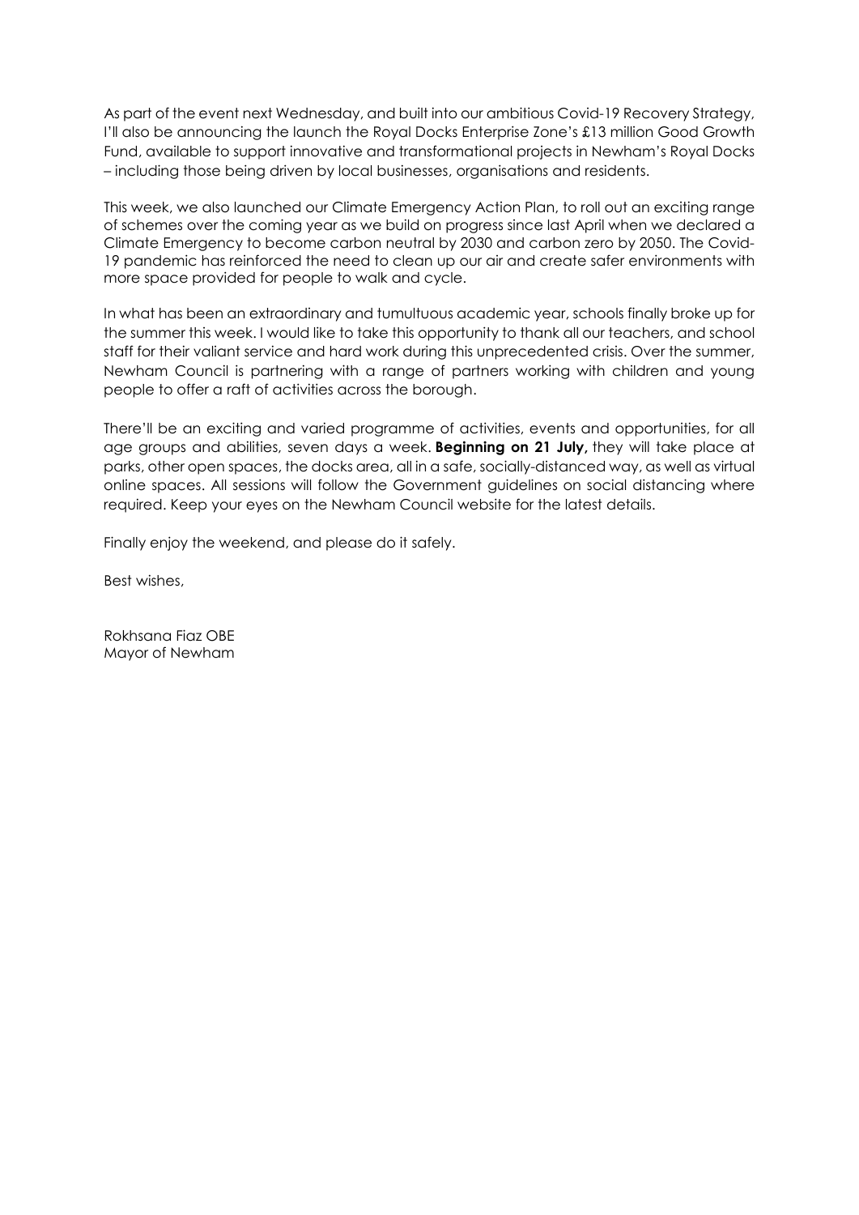As part of the event next Wednesday, and built into our ambitious Covid-19 Recovery Strategy, I'll also be announcing the launch the Royal Docks Enterprise Zone's £13 million Good Growth Fund, available to support innovative and transformational projects in Newham's Royal Docks – including those being driven by local businesses, organisations and residents.

This week, we also launched our Climate Emergency Action Plan, to roll out an exciting range of schemes over the coming year as we build on progress since last April when we declared a Climate Emergency to become carbon neutral by 2030 and carbon zero by 2050. The Covid-19 pandemic has reinforced the need to clean up our air and create safer environments with more space provided for people to walk and cycle.

In what has been an extraordinary and tumultuous academic year, schools finally broke up for the summer this week. I would like to take this opportunity to thank all our teachers, and school staff for their valiant service and hard work during this unprecedented crisis. Over the summer, Newham Council is partnering with a range of partners working with children and young people to offer a raft of activities across the borough.

There'll be an exciting and varied programme of activities, events and opportunities, for all age groups and abilities, seven days a week. **Beginning on 21 July,** they will take place at parks, other open spaces, the docks area, all in a safe, socially-distanced way, as well as virtual online spaces. All sessions will follow the Government guidelines on social distancing where required. Keep your eyes on the Newham Council website for the latest details.

Finally enjoy the weekend, and please do it safely.

Best wishes,

Rokhsana Fiaz OBE
Mayor of Newham